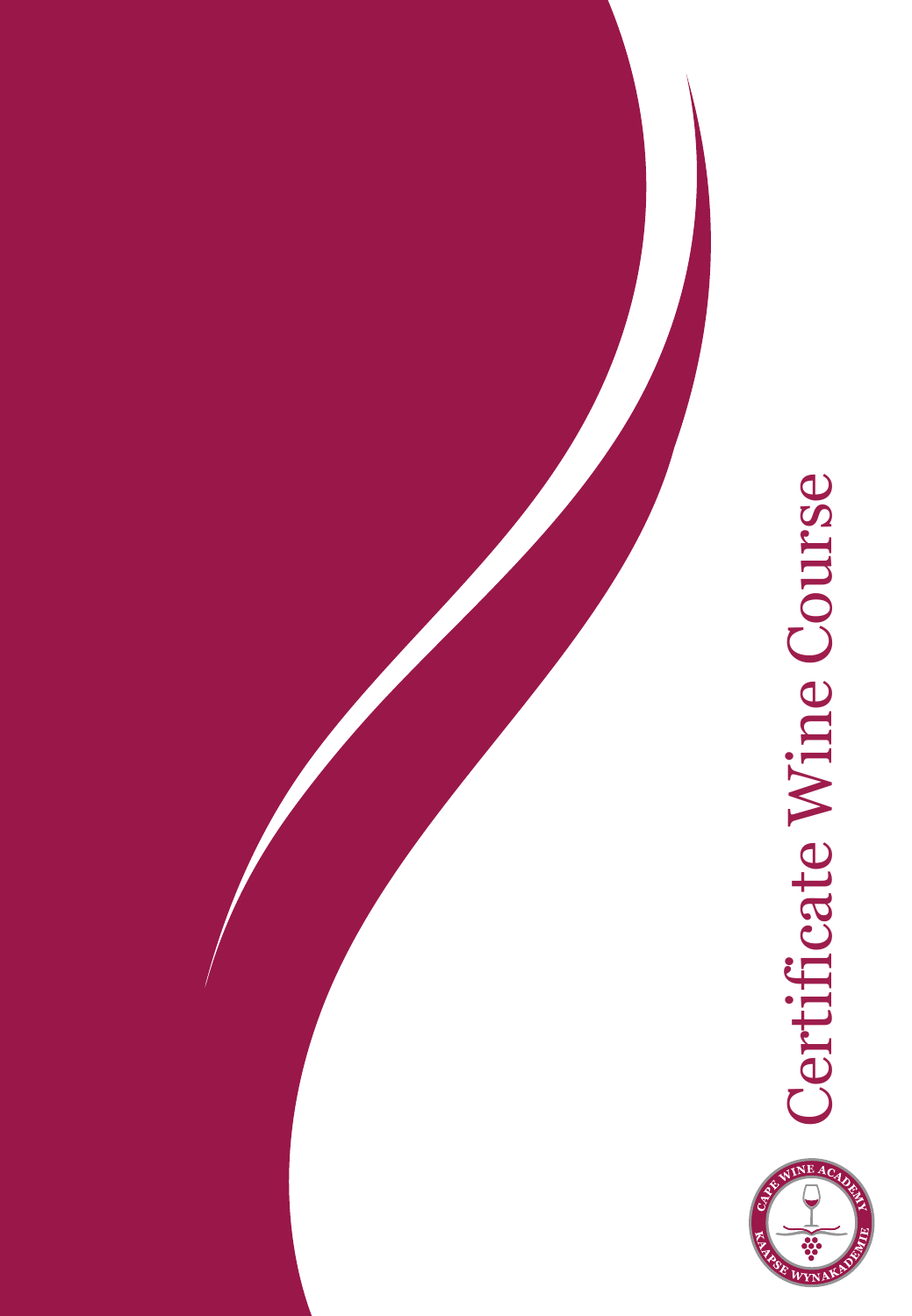# Certificate Wine Course

CAPE WINE ACADEMY

KAAPSE WYNAKADEMIE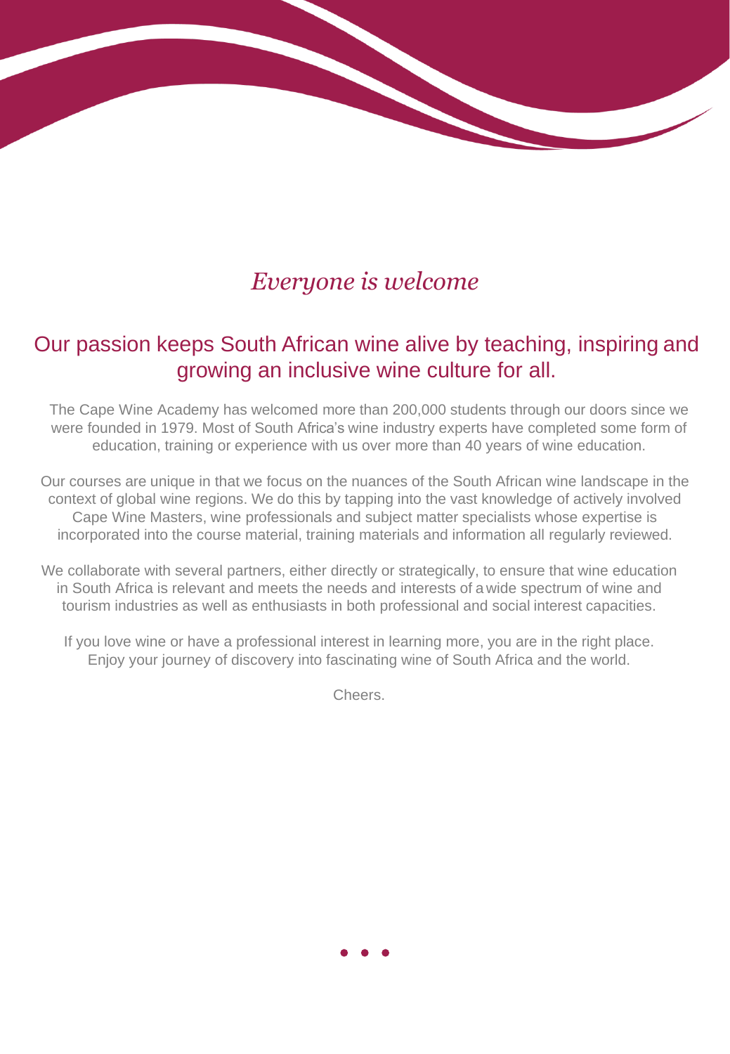# *Everyone is welcome*

## Our passion keeps South African wine alive by teaching, inspiring and growing an inclusive wine culture for all.

The Cape Wine Academy has welcomed more than 200,000 students through our doors since we were founded in 1979. Most of South Africa's wine industry experts have completed some form of education, training or experience with us over more than 40 years of wine education.

Our courses are unique in that we focus on the nuances of the South African wine landscape in the context of global wine regions. We do this by tapping into the vast knowledge of actively involved Cape Wine Masters, wine professionals and subject matter specialists whose expertise is incorporated into the course material, training materials and information all regularly reviewed.

We collaborate with several partners, either directly or strategically, to ensure that wine education in South Africa is relevant and meets the needs and interests of a wide spectrum of wine and tourism industries as well as enthusiasts in both professional and social interest capacities.

If you love wine or have a professional interest in learning more, you are in the right place. Enjoy your journey of discovery into fascinating wine of South Africa and the world.

Cheers.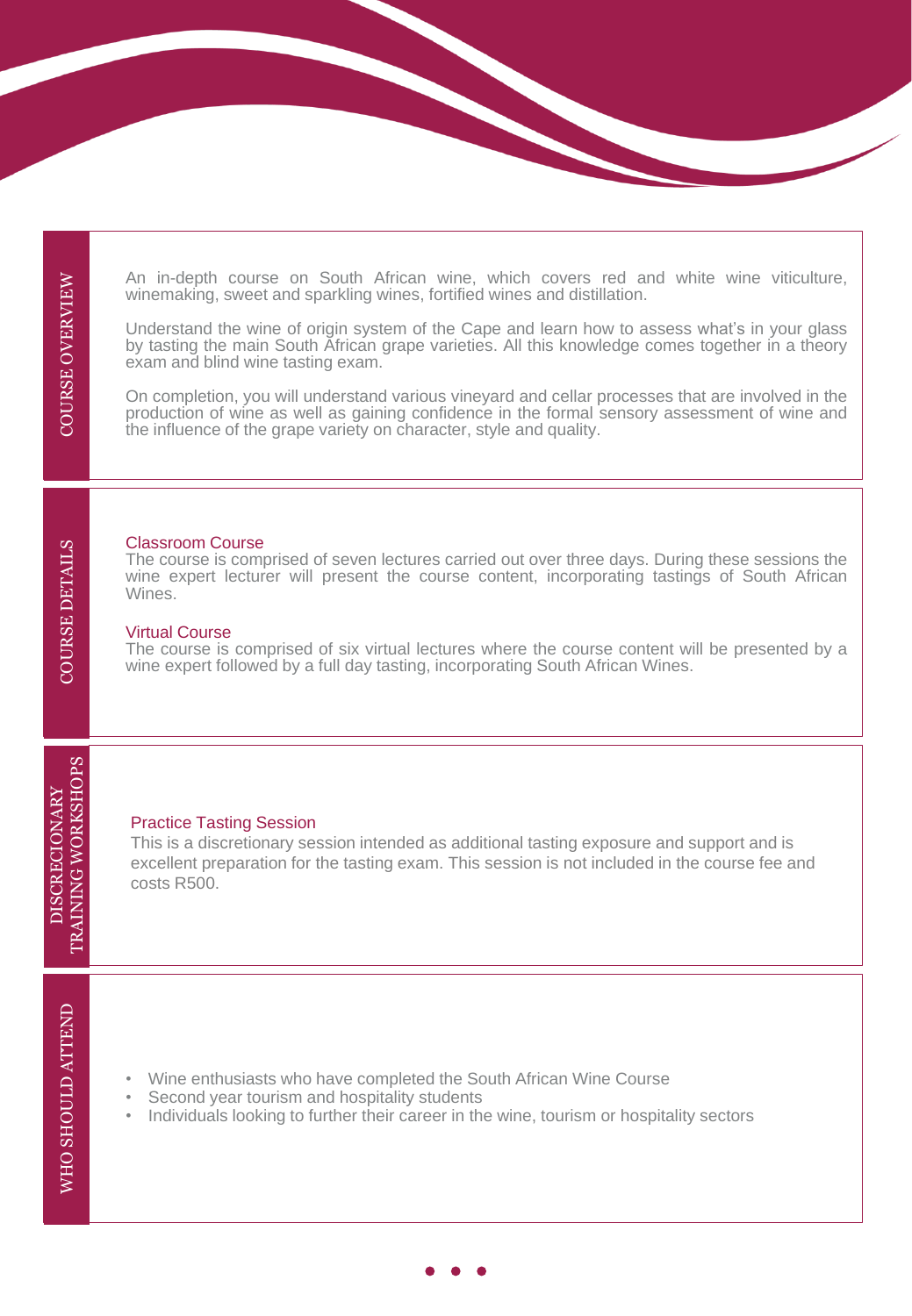## COURSE OVERVIEW

An in-depth course on South African wine, which covers red and white wine viticulture, winemaking, sweet and sparkling wines, fortified wines and distillation.

Understand the wine of origin system of the Cape and learn how to assess what's in your glass by tasting the main South African grape varieties. All this knowledge comes together in a theory exam and blind wine tasting exam.

On completion, you will understand various vineyard and cellar processes that are involved in the production of wine as well as gaining confidence in the formal sensory assessment of wine and the influence of the grape variety on character, style and quality.

## COURSE DETAILS

### Classroom Course

The course is comprised of seven lectures carried out over three days. During these sessions the wine expert lecturer will present the course content, incorporating tastings of South African Wines.

### Virtual Course

The course is comprised of six virtual lectures where the course content will be presented by a wine expert followed by a full day tasting, incorporating South African Wines.

## DISCRECIONARY TRAINING WORKSHOPS

### Practice Tasting Session

This is a discretionary session intended as additional tasting exposure and support and is excellent preparation for the tasting exam. This session is not included in the course fee and costs R500.

## WHO SHOULD ATTEND

- Wine enthusiasts who have completed the South African Wine Course
- Second year tourism and hospitality students
- Individuals looking to further their career in the wine, tourism or hospitality sectors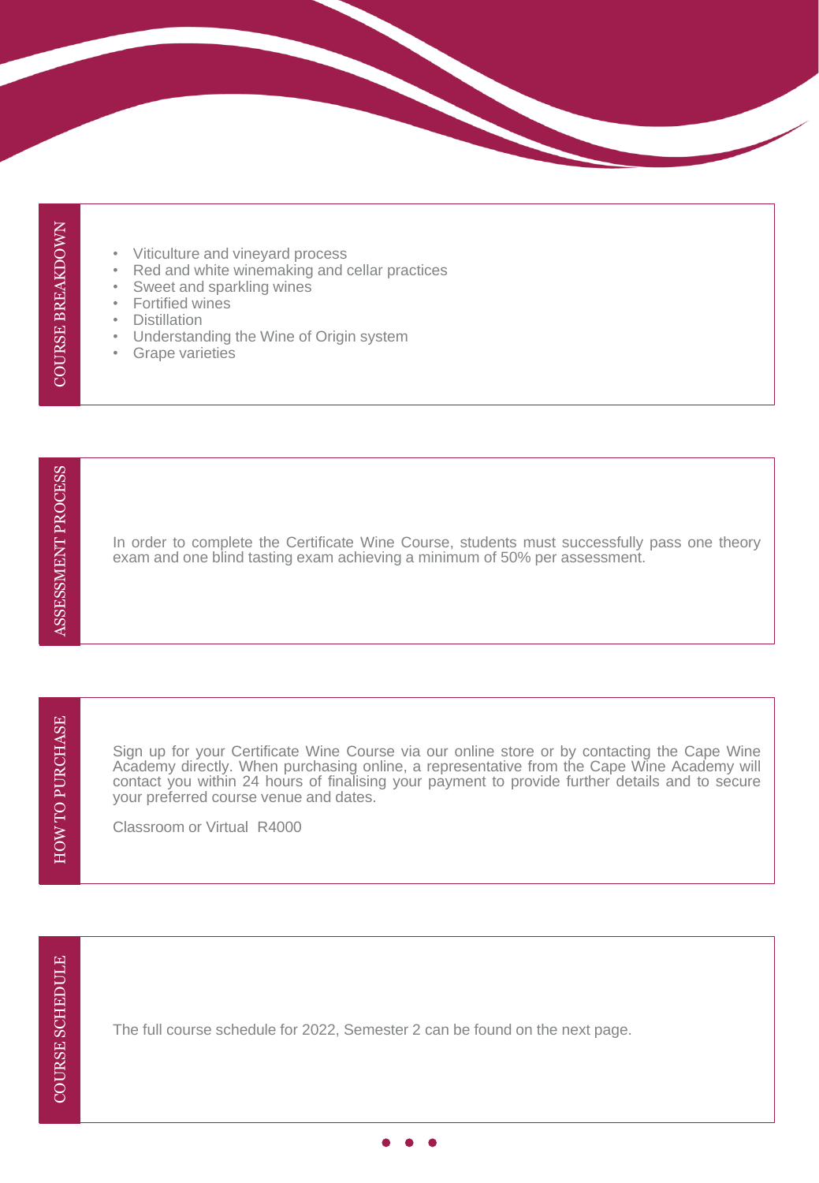## COURSE BREAKDOWN

- Viticulture and vineyard process
- Red and white winemaking and cellar practices
- Sweet and sparkling wines
- Fortified wines
- Distillation
- Understanding the Wine of Origin system
- Grape varieties

## ASSESSMENT PROCESS

In order to complete the Certificate Wine Course, students must successfully pass one theory exam and one blind tasting exam achieving a minimum of 50% per assessment.

## HOW TO PURCHASE

Sign up for your Certificate Wine Course via our online store or by contacting the Cape Wine Academy directly. When purchasing online, a representative from the Cape Wine Academy will contact you within 24 hours of finalising your payment to provide further details and to secure your preferred course venue and dates.

Classroom or Virtual R4000

## COURSE SCHEDULE

The full course schedule for 2022, Semester 2 can be found on the next page.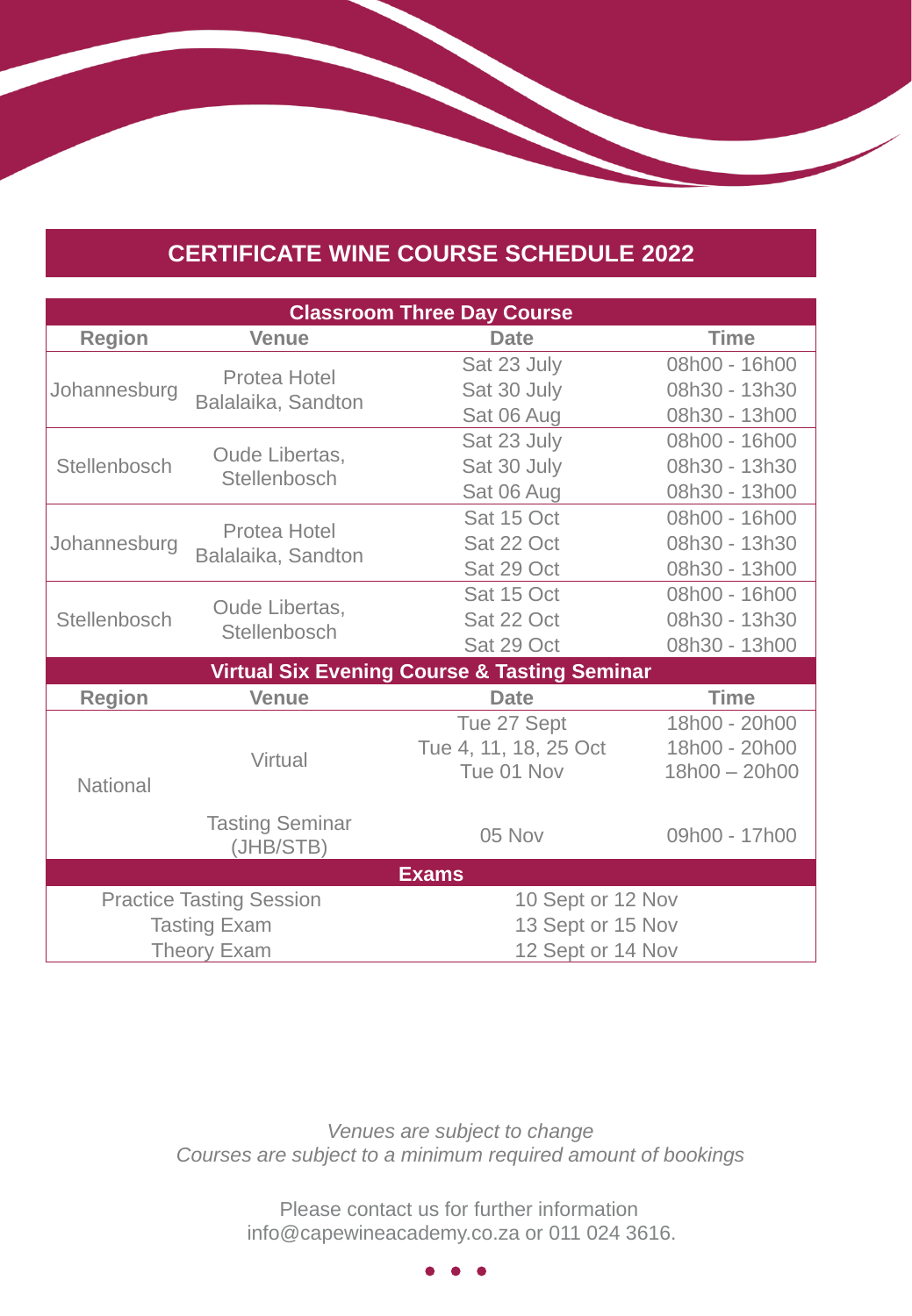## CERTIFICATE WINE COURSE SCHEDULE 2022

| Classroom Three Day Course | | | |
|---|---|---|---|
| **Region** | **Venue** | **Date** | **Time** |
| Johannesburg | Protea Hotel Balalaika, Sandton | Sat 23 July | 08h00 - 16h00 |
| | | Sat 30 July | 08h30 - 13h30 |
| | | Sat 06 Aug | 08h30 - 13h00 |
| Stellenbosch | Oude Libertas, Stellenbosch | Sat 23 July | 08h00 - 16h00 |
| | | Sat 30 July | 08h30 - 13h30 |
| | | Sat 06 Aug | 08h30 - 13h00 |
| Johannesburg | Protea Hotel Balalaika, Sandton | Sat 15 Oct | 08h00 - 16h00 |
| | | Sat 22 Oct | 08h30 - 13h30 |
| | | Sat 29 Oct | 08h30 - 13h00 |
| Stellenbosch | Oude Libertas, Stellenbosch | Sat 15 Oct | 08h00 - 16h00 |
| | | Sat 22 Oct | 08h30 - 13h30 |
| | | Sat 29 Oct | 08h30 - 13h00 |

| Virtual Six Evening Course & Tasting Seminar | | | |
|---|---|---|---|
| **Region** | **Venue** | **Date** | **Time** |
| National | Virtual | Tue 27 Sept | 18h00 - 20h00 |
| | | Tue 4, 11, 18, 25 Oct | 18h00 - 20h00 |
| | | Tue 01 Nov | 18h00 – 20h00 |
| | Tasting Seminar (JHB/STB) | 05 Nov | 09h00 - 17h00 |

| Exams | |
|---|---|
| Practice Tasting Session | 10 Sept or 12 Nov |
| Tasting Exam | 13 Sept or 15 Nov |
| Theory Exam | 12 Sept or 14 Nov |

*Venues are subject to change*
*Courses are subject to a minimum required amount of bookings*

Please contact us for further information
info@capewineacademy.co.za or 011 024 3616.